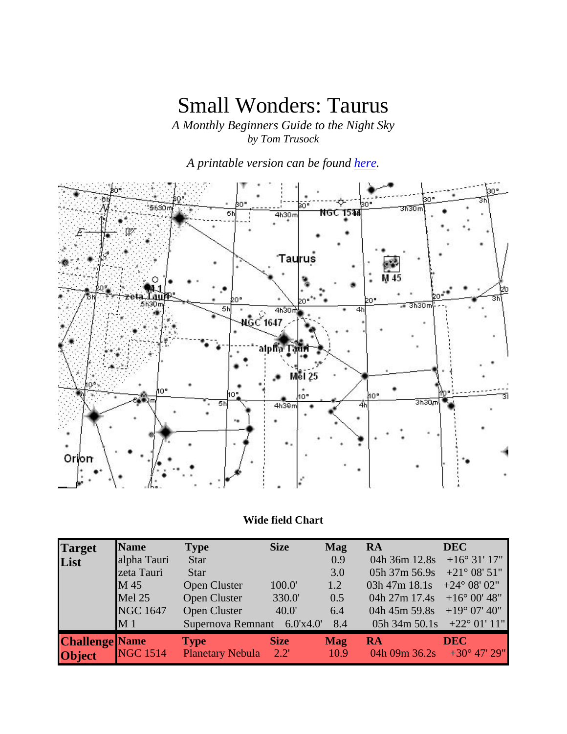# Small Wonders: Taurus

*A Monthly Beginners Guide to the Night Sky*
*by Tom Trusock*

*A printable version can be found here.*

**Wide field Chart**

| Target List | Name | Type | Size | Mag | RA | DEC |
|---|---|---|---|---|---|---|
| | alpha Tauri | Star | | 0.9 | 04h 36m 12.8s | +16° 31' 17" |
| | zeta Tauri | Star | | 3.0 | 05h 37m 56.9s | +21° 08' 51" |
| | M 45 | Open Cluster | 100.0' | 1.2 | 03h 47m 18.1s | +24° 08' 02" |
| | Mel 25 | Open Cluster | 330.0' | 0.5 | 04h 27m 17.4s | +16° 00' 48" |
| | NGC 1647 | Open Cluster | 40.0' | 6.4 | 04h 45m 59.8s | +19° 07' 40" |
| | M 1 | Supernova Remnant | 6.0'x4.0' | 8.4 | 05h 34m 50.1s | +22° 01' 11" |
| **Challenge Object** | **Name** | **Type** | **Size** | **Mag** | **RA** | **DEC** |
| | NGC 1514 | Planetary Nebula | 2.2' | 10.9 | 04h 09m 36.2s | +30° 47' 29" |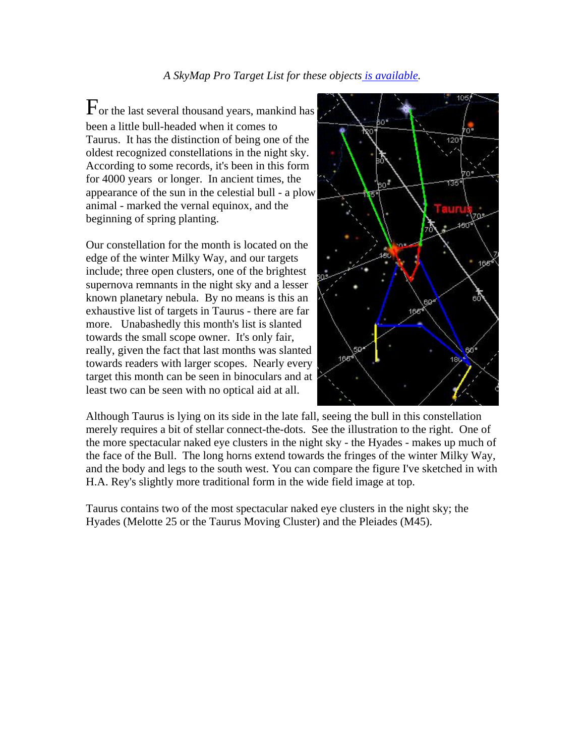*A SkyMap Pro Target List for these objects is available.*

For the last several thousand years, mankind has been a little bull-headed when it comes to Taurus. It has the distinction of being one of the oldest recognized constellations in the night sky. According to some records, it's been in this form for 4000 years or longer. In ancient times, the appearance of the sun in the celestial bull - a plow animal - marked the vernal equinox, and the beginning of spring planting.

Our constellation for the month is located on the edge of the winter Milky Way, and our targets include; three open clusters, one of the brightest supernova remnants in the night sky and a lesser known planetary nebula. By no means is this an exhaustive list of targets in Taurus - there are far more. Unabashedly this month's list is slanted towards the small scope owner. It's only fair, really, given the fact that last months was slanted towards readers with larger scopes. Nearly every target this month can be seen in binoculars and at least two can be seen with no optical aid at all.

Although Taurus is lying on its side in the late fall, seeing the bull in this constellation merely requires a bit of stellar connect-the-dots. See the illustration to the right. One of the more spectacular naked eye clusters in the night sky - the Hyades - makes up much of the face of the Bull. The long horns extend towards the fringes of the winter Milky Way, and the body and legs to the south west. You can compare the figure I've sketched in with H.A. Rey's slightly more traditional form in the wide field image at top.

Taurus contains two of the most spectacular naked eye clusters in the night sky; the Hyades (Melotte 25 or the Taurus Moving Cluster) and the Pleiades (M45).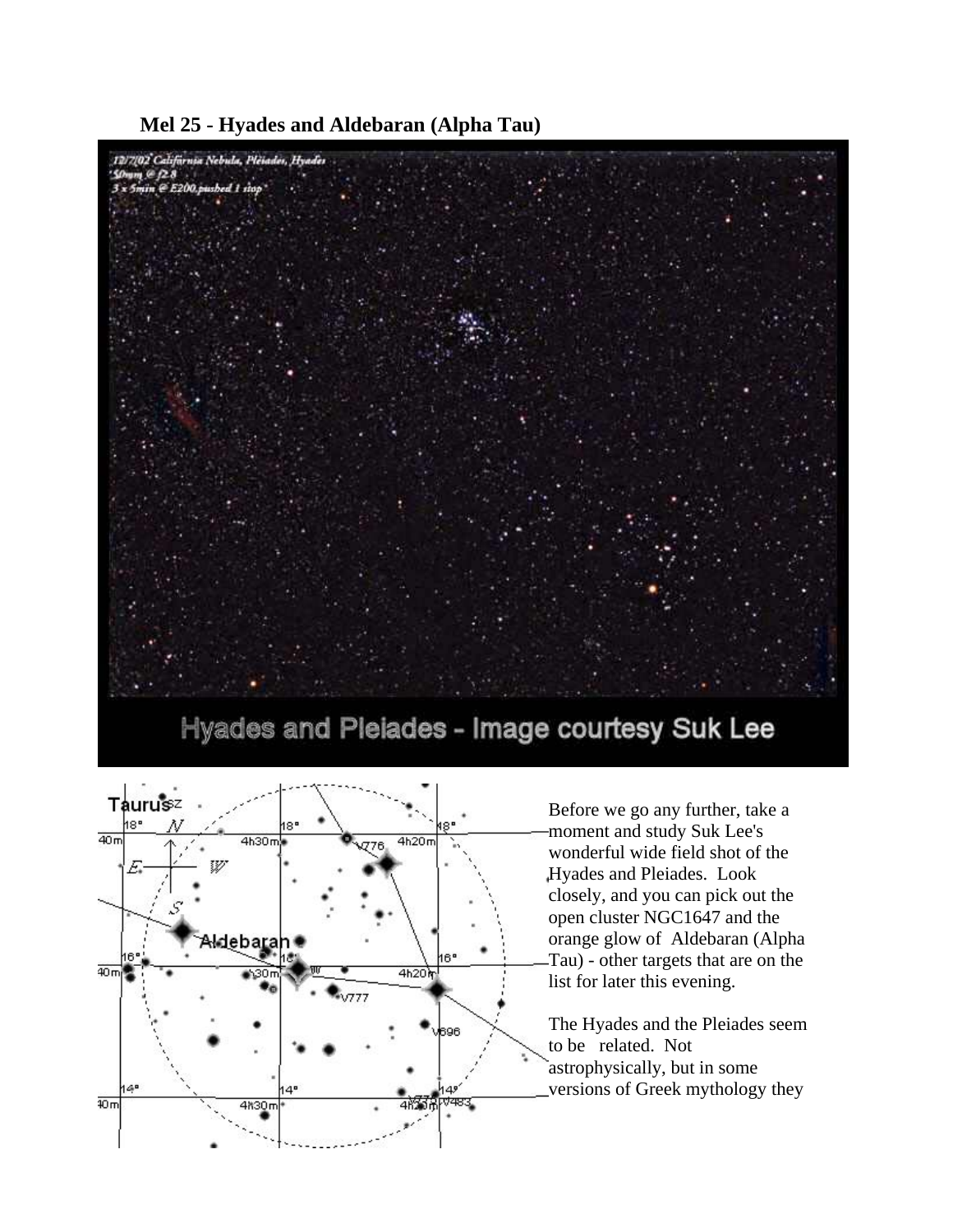**Mel 25 - Hyades and Aldebaran (Alpha Tau)**

Hyades and Pleiades - Image courtesy Suk Lee

Before we go any further, take a moment and study Suk Lee's wonderful wide field shot of the Hyades and Pleiades. Look closely, and you can pick out the open cluster NGC1647 and the orange glow of Aldebaran (Alpha Tau) - other targets that are on the list for later this evening.

The Hyades and the Pleiades seem to be related. Not astrophysically, but in some versions of Greek mythology they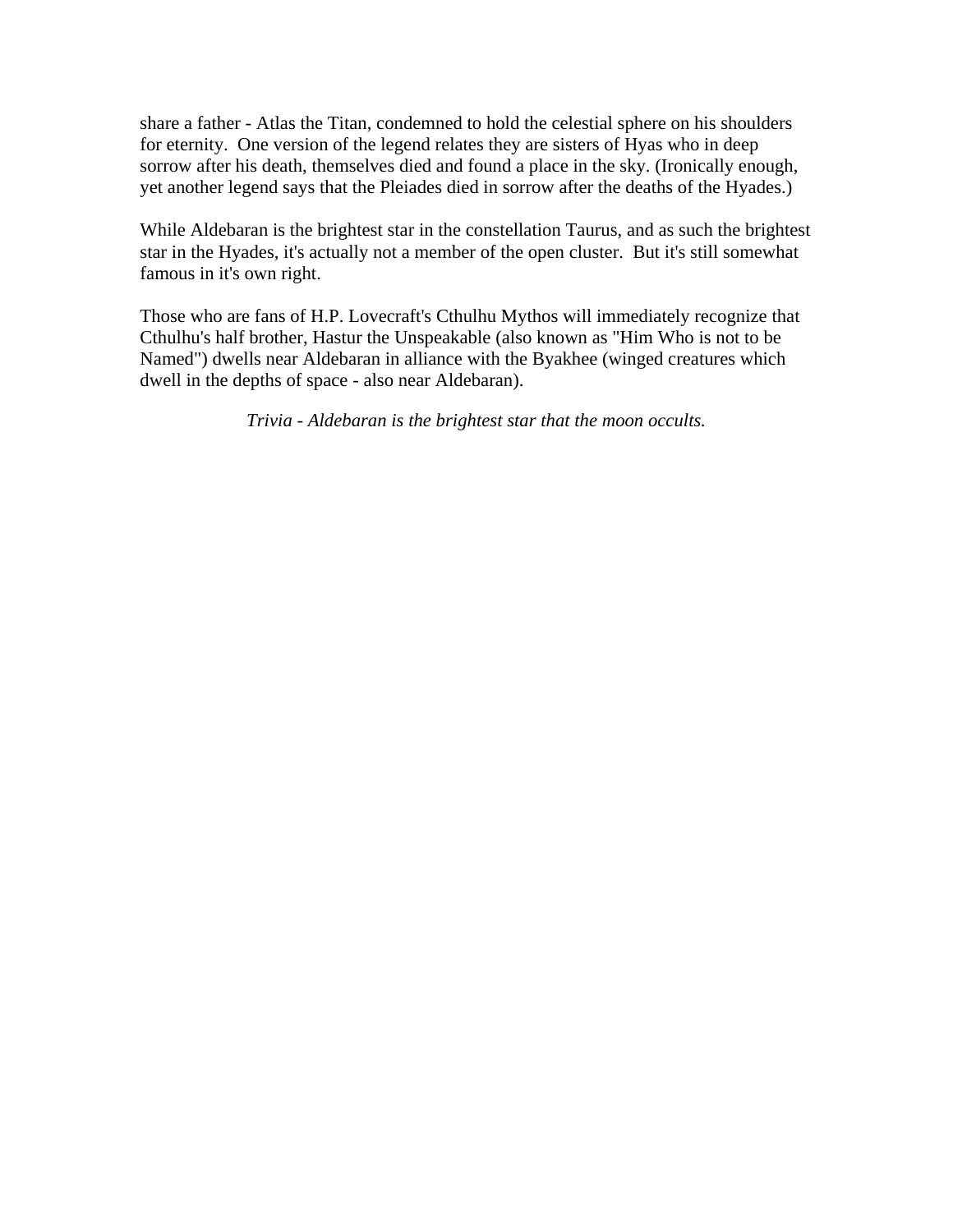share a father - Atlas the Titan, condemned to hold the celestial sphere on his shoulders for eternity.  One version of the legend relates they are sisters of Hyas who in deep sorrow after his death, themselves died and found a place in the sky. (Ironically enough, yet another legend says that the Pleiades died in sorrow after the deaths of the Hyades.)

While Aldebaran is the brightest star in the constellation Taurus, and as such the brightest star in the Hyades, it's actually not a member of the open cluster.  But it's still somewhat famous in it's own right.

Those who are fans of H.P. Lovecraft's Cthulhu Mythos will immediately recognize that Cthulhu's half brother, Hastur the Unspeakable (also known as "Him Who is not to be Named") dwells near Aldebaran in alliance with the Byakhee (winged creatures which dwell in the depths of space - also near Aldebaran).

*Trivia - Aldebaran is the brightest star that the moon occults.*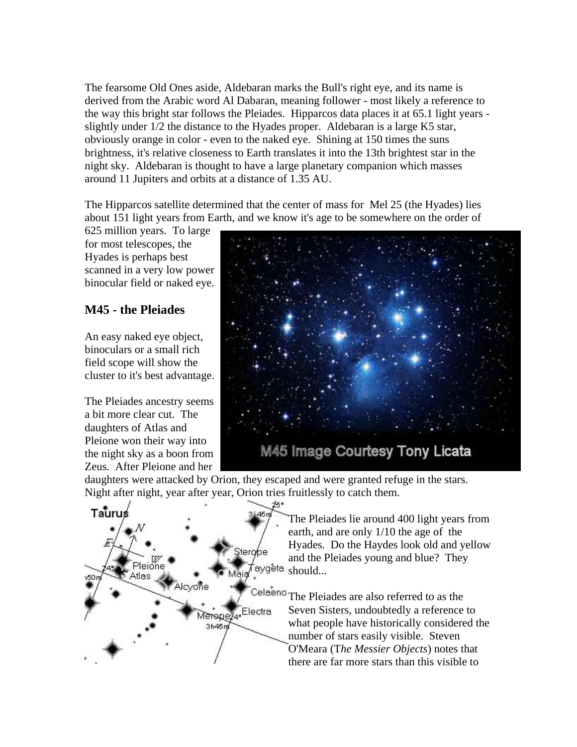The fearsome Old Ones aside, Aldebaran marks the Bull's right eye, and its name is derived from the Arabic word Al Dabaran, meaning follower - most likely a reference to the way this bright star follows the Pleiades. Hipparcos data places it at 65.1 light years - slightly under 1/2 the distance to the Hyades proper. Aldebaran is a large K5 star, obviously orange in color - even to the naked eye. Shining at 150 times the suns brightness, it's relative closeness to Earth translates it into the 13th brightest star in the night sky. Aldebaran is thought to have a large planetary companion which masses around 11 Jupiters and orbits at a distance of 1.35 AU.

The Hipparcos satellite determined that the center of mass for Mel 25 (the Hyades) lies about 151 light years from Earth, and we know it's age to be somewhere on the order of 625 million years. To large for most telescopes, the Hyades is perhaps best scanned in a very low power binocular field or naked eye.

## M45 - the Pleiades

An easy naked eye object, binoculars or a small rich field scope will show the cluster to it's best advantage.

M45 Image Courtesy Tony Licata

The Pleiades ancestry seems a bit more clear cut. The daughters of Atlas and Pleione won their way into the night sky as a boon from Zeus. After Pleione and her daughters were attacked by Orion, they escaped and were granted refuge in the stars. Night after night, year after year, Orion tries fruitlessly to catch them.

The Pleiades lie around 400 light years from earth, and are only 1/10 the age of the Hyades. Do the Haydes look old and yellow and the Pleiades young and blue? They should...

The Pleiades are also referred to as the Seven Sisters, undoubtedly a reference to what people have historically considered the number of stars easily visible. Steven O'Meara (T*he Messier Objects*) notes that there are far more stars than this visible to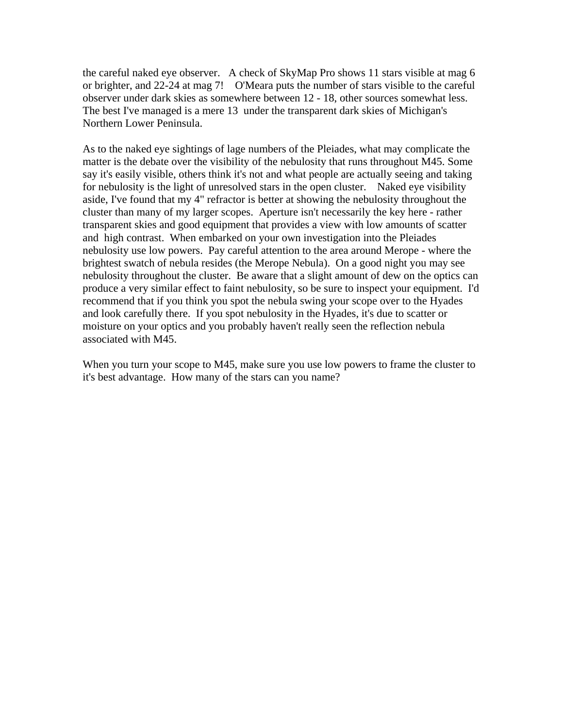the careful naked eye observer. A check of SkyMap Pro shows 11 stars visible at mag 6 or brighter, and 22-24 at mag 7! O'Meara puts the number of stars visible to the careful observer under dark skies as somewhere between 12 - 18, other sources somewhat less. The best I've managed is a mere 13 under the transparent dark skies of Michigan's Northern Lower Peninsula.

As to the naked eye sightings of lage numbers of the Pleiades, what may complicate the matter is the debate over the visibility of the nebulosity that runs throughout M45. Some say it's easily visible, others think it's not and what people are actually seeing and taking for nebulosity is the light of unresolved stars in the open cluster. Naked eye visibility aside, I've found that my 4" refractor is better at showing the nebulosity throughout the cluster than many of my larger scopes. Aperture isn't necessarily the key here - rather transparent skies and good equipment that provides a view with low amounts of scatter and high contrast. When embarked on your own investigation into the Pleiades nebulosity use low powers. Pay careful attention to the area around Merope - where the brightest swatch of nebula resides (the Merope Nebula). On a good night you may see nebulosity throughout the cluster. Be aware that a slight amount of dew on the optics can produce a very similar effect to faint nebulosity, so be sure to inspect your equipment. I'd recommend that if you think you spot the nebula swing your scope over to the Hyades and look carefully there. If you spot nebulosity in the Hyades, it's due to scatter or moisture on your optics and you probably haven't really seen the reflection nebula associated with M45.

When you turn your scope to M45, make sure you use low powers to frame the cluster to it's best advantage. How many of the stars can you name?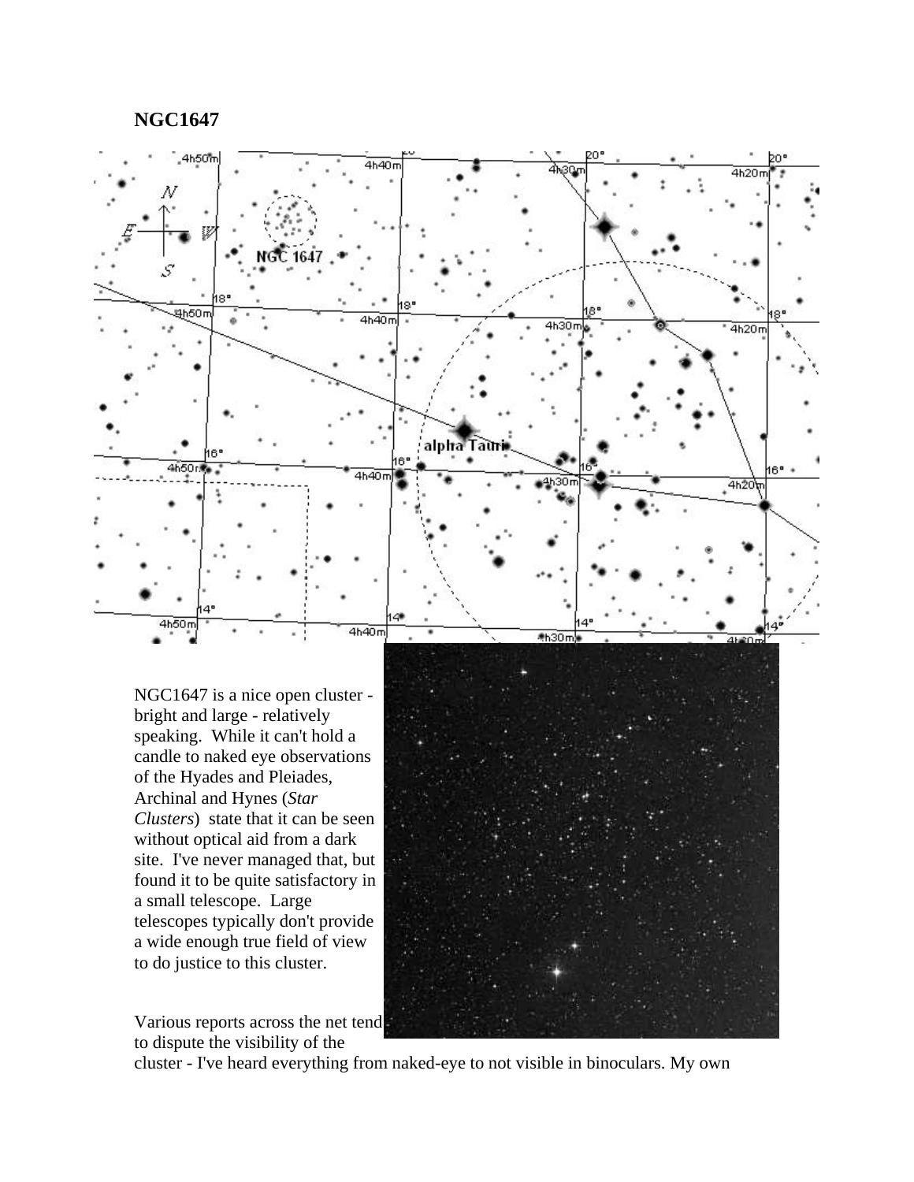## NGC1647

NGC1647 is a nice open cluster - bright and large - relatively speaking. While it can't hold a candle to naked eye observations of the Hyades and Pleiades, Archinal and Hynes (*Star Clusters*) state that it can be seen without optical aid from a dark site. I've never managed that, but found it to be quite satisfactory in a small telescope. Large telescopes typically don't provide a wide enough true field of view to do justice to this cluster.

Various reports across the net tend to dispute the visibility of the cluster - I've heard everything from naked-eye to not visible in binoculars. My own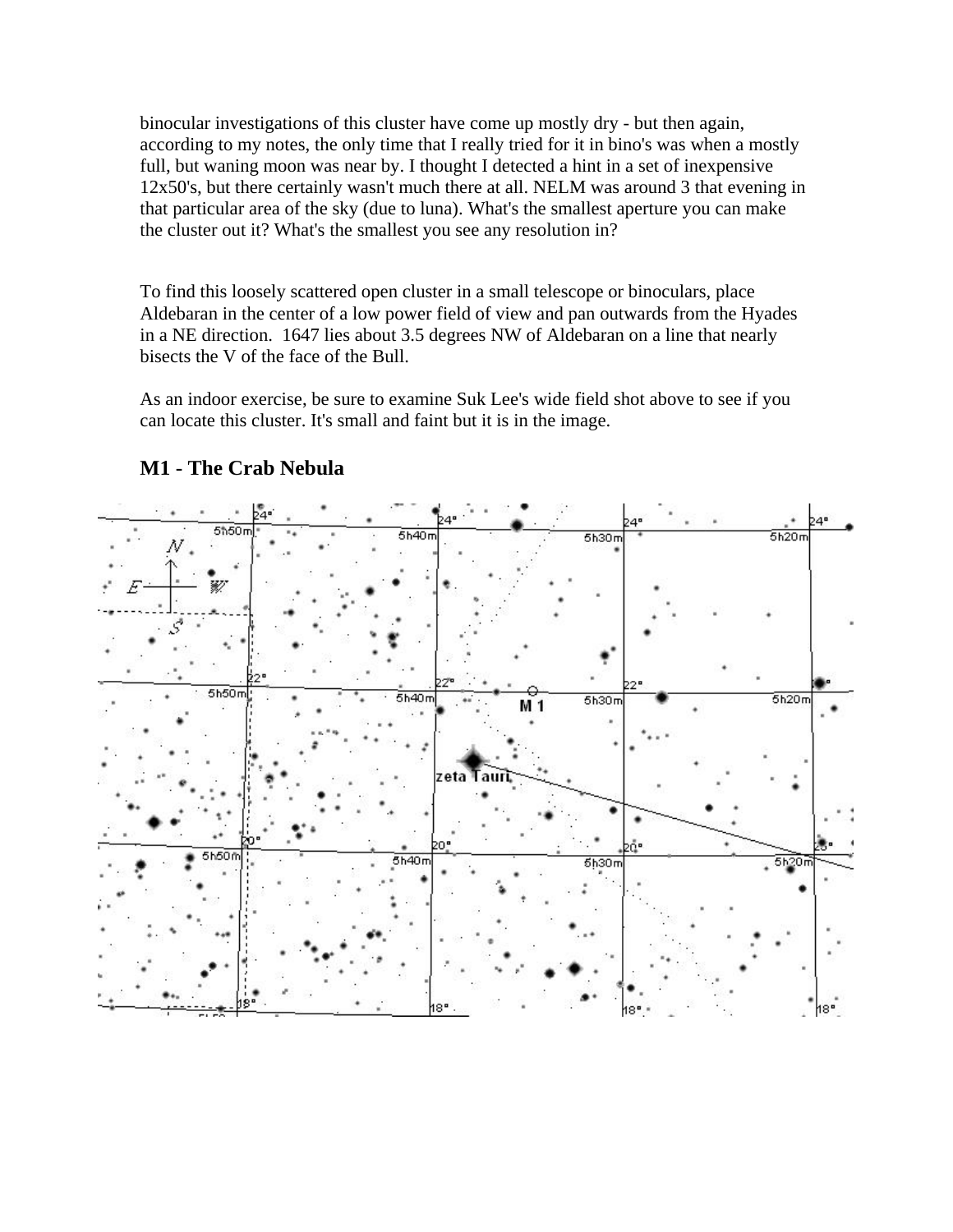binocular investigations of this cluster have come up mostly dry - but then again, according to my notes, the only time that I really tried for it in bino's was when a mostly full, but waning moon was near by. I thought I detected a hint in a set of inexpensive 12x50's, but there certainly wasn't much there at all. NELM was around 3 that evening in that particular area of the sky (due to luna). What's the smallest aperture you can make the cluster out it? What's the smallest you see any resolution in?

To find this loosely scattered open cluster in a small telescope or binoculars, place Aldebaran in the center of a low power field of view and pan outwards from the Hyades in a NE direction. 1647 lies about 3.5 degrees NW of Aldebaran on a line that nearly bisects the V of the face of the Bull.

As an indoor exercise, be sure to examine Suk Lee's wide field shot above to see if you can locate this cluster. It's small and faint but it is in the image.

## M1 - The Crab Nebula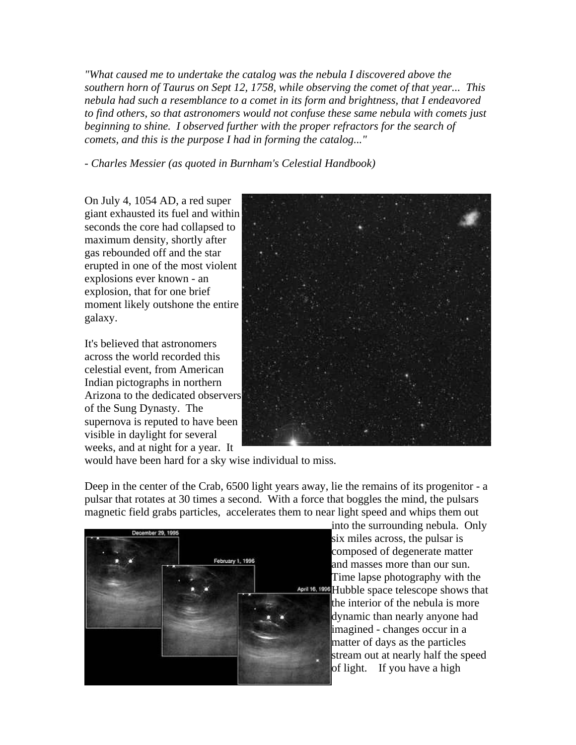*"What caused me to undertake the catalog was the nebula I discovered above the southern horn of Taurus on Sept 12, 1758, while observing the comet of that year... This nebula had such a resemblance to a comet in its form and brightness, that I endeavored to find others, so that astronomers would not confuse these same nebula with comets just beginning to shine. I observed further with the proper refractors for the search of comets, and this is the purpose I had in forming the catalog..."*

*- Charles Messier (as quoted in Burnham's Celestial Handbook)*

On July 4, 1054 AD, a red super giant exhausted its fuel and within seconds the core had collapsed to maximum density, shortly after gas rebounded off and the star erupted in one of the most violent explosions ever known - an explosion, that for one brief moment likely outshone the entire galaxy.

It's believed that astronomers across the world recorded this celestial event, from American Indian pictographs in northern Arizona to the dedicated observers of the Sung Dynasty. The supernova is reputed to have been visible in daylight for several weeks, and at night for a year. It would have been hard for a sky wise individual to miss.

Deep in the center of the Crab, 6500 light years away, lie the remains of its progenitor - a pulsar that rotates at 30 times a second. With a force that boggles the mind, the pulsars magnetic field grabs particles, accelerates them to near light speed and whips them out into the surrounding nebula. Only six miles across, the pulsar is composed of degenerate matter and masses more than our sun. Time lapse photography with the Hubble space telescope shows that the interior of the nebula is more dynamic than nearly anyone had imagined - changes occur in a matter of days as the particles stream out at nearly half the speed of light. If you have a high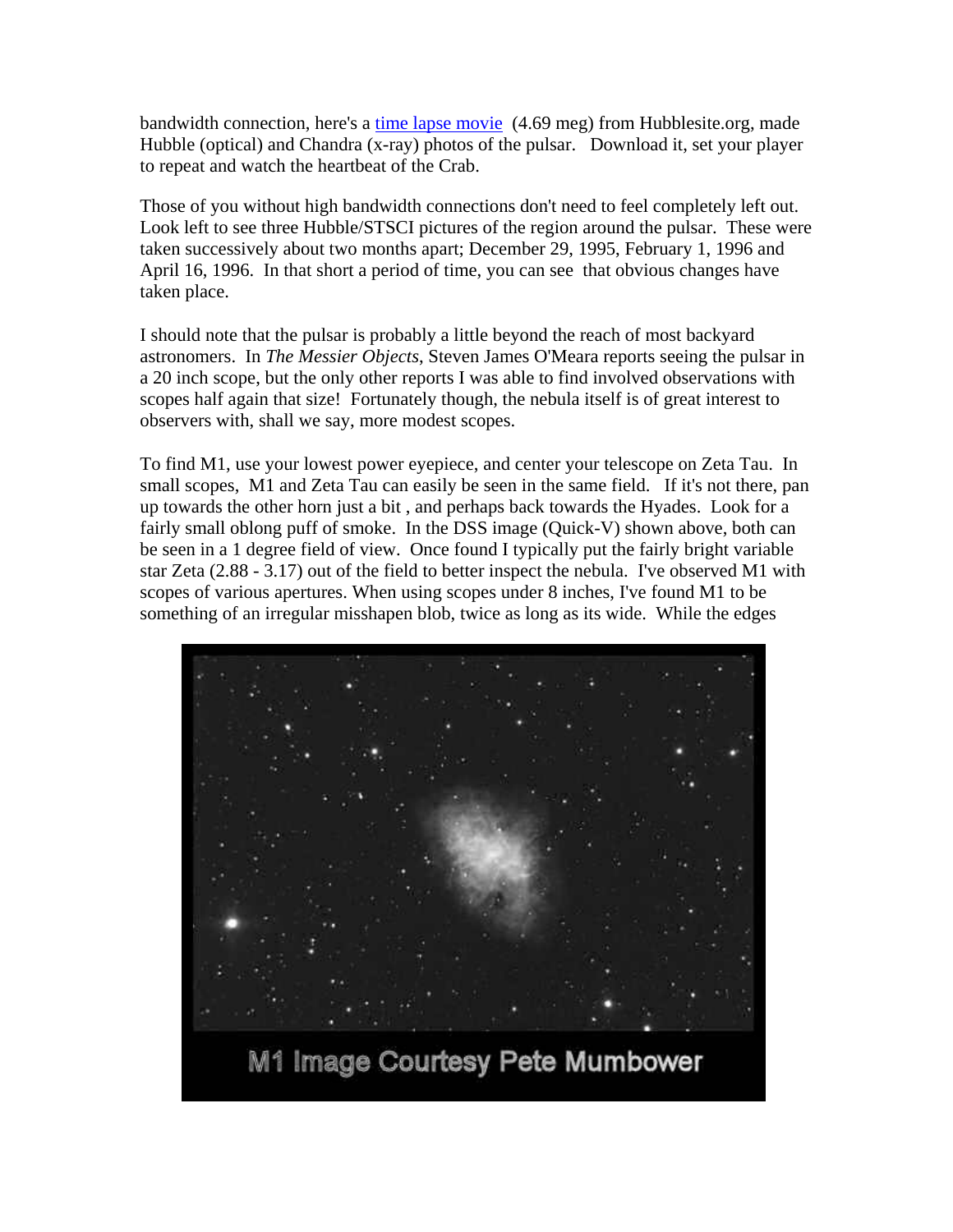bandwidth connection, here's a time lapse movie (4.69 meg) from Hubblesite.org, made Hubble (optical) and Chandra (x-ray) photos of the pulsar. Download it, set your player to repeat and watch the heartbeat of the Crab.

Those of you without high bandwidth connections don't need to feel completely left out. Look left to see three Hubble/STSCI pictures of the region around the pulsar. These were taken successively about two months apart; December 29, 1995, February 1, 1996 and April 16, 1996. In that short a period of time, you can see that obvious changes have taken place.

I should note that the pulsar is probably a little beyond the reach of most backyard astronomers. In *The Messier Objects*, Steven James O'Meara reports seeing the pulsar in a 20 inch scope, but the only other reports I was able to find involved observations with scopes half again that size! Fortunately though, the nebula itself is of great interest to observers with, shall we say, more modest scopes.

To find M1, use your lowest power eyepiece, and center your telescope on Zeta Tau. In small scopes, M1 and Zeta Tau can easily be seen in the same field. If it's not there, pan up towards the other horn just a bit , and perhaps back towards the Hyades. Look for a fairly small oblong puff of smoke. In the DSS image (Quick-V) shown above, both can be seen in a 1 degree field of view. Once found I typically put the fairly bright variable star Zeta (2.88 - 3.17) out of the field to better inspect the nebula. I've observed M1 with scopes of various apertures. When using scopes under 8 inches, I've found M1 to be something of an irregular misshapen blob, twice as long as its wide. While the edges

M1 Image Courtesy Pete Mumbower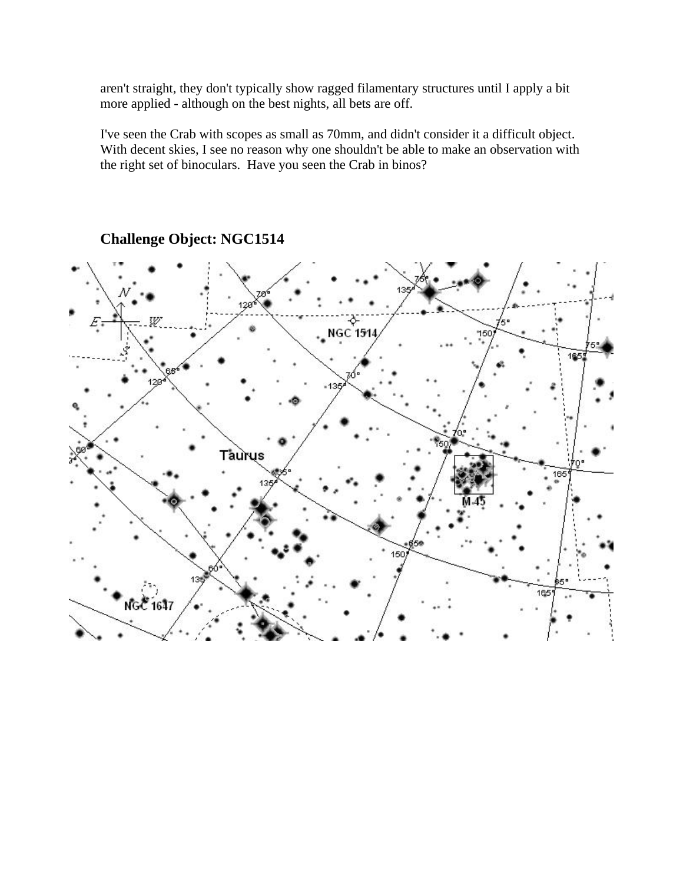aren't straight, they don't typically show ragged filamentary structures until I apply a bit more applied - although on the best nights, all bets are off.

I've seen the Crab with scopes as small as 70mm, and didn't consider it a difficult object. With decent skies, I see no reason why one shouldn't be able to make an observation with the right set of binoculars. Have you seen the Crab in binos?

## Challenge Object: NGC1514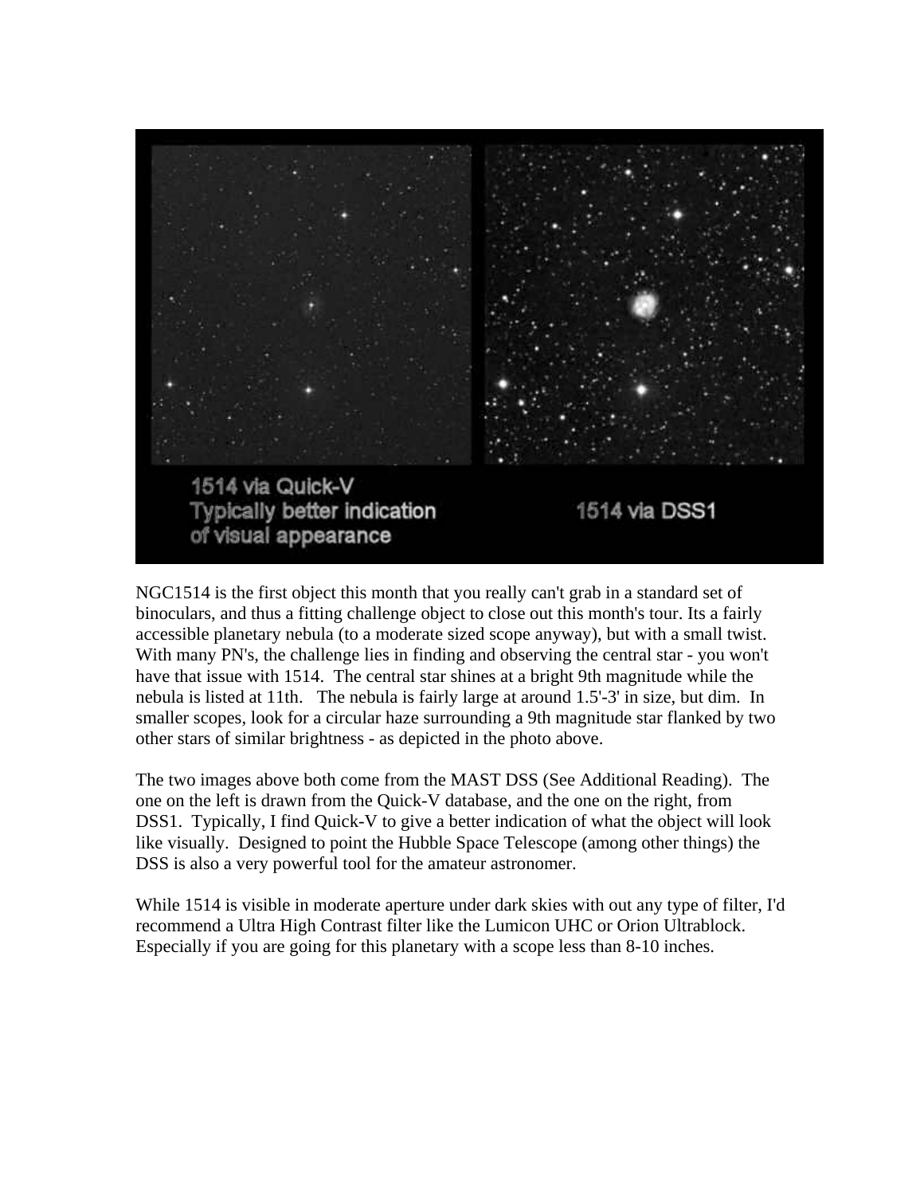1514 via Quick-V
Typically better indication of visual appearance

1514 via DSS1

NGC1514 is the first object this month that you really can't grab in a standard set of binoculars, and thus a fitting challenge object to close out this month's tour. Its a fairly accessible planetary nebula (to a moderate sized scope anyway), but with a small twist. With many PN's, the challenge lies in finding and observing the central star - you won't have that issue with 1514. The central star shines at a bright 9th magnitude while the nebula is listed at 11th. The nebula is fairly large at around 1.5'-3' in size, but dim. In smaller scopes, look for a circular haze surrounding a 9th magnitude star flanked by two other stars of similar brightness - as depicted in the photo above.

The two images above both come from the MAST DSS (See Additional Reading). The one on the left is drawn from the Quick-V database, and the one on the right, from DSS1. Typically, I find Quick-V to give a better indication of what the object will look like visually. Designed to point the Hubble Space Telescope (among other things) the DSS is also a very powerful tool for the amateur astronomer.

While 1514 is visible in moderate aperture under dark skies with out any type of filter, I'd recommend a Ultra High Contrast filter like the Lumicon UHC or Orion Ultrablock. Especially if you are going for this planetary with a scope less than 8-10 inches.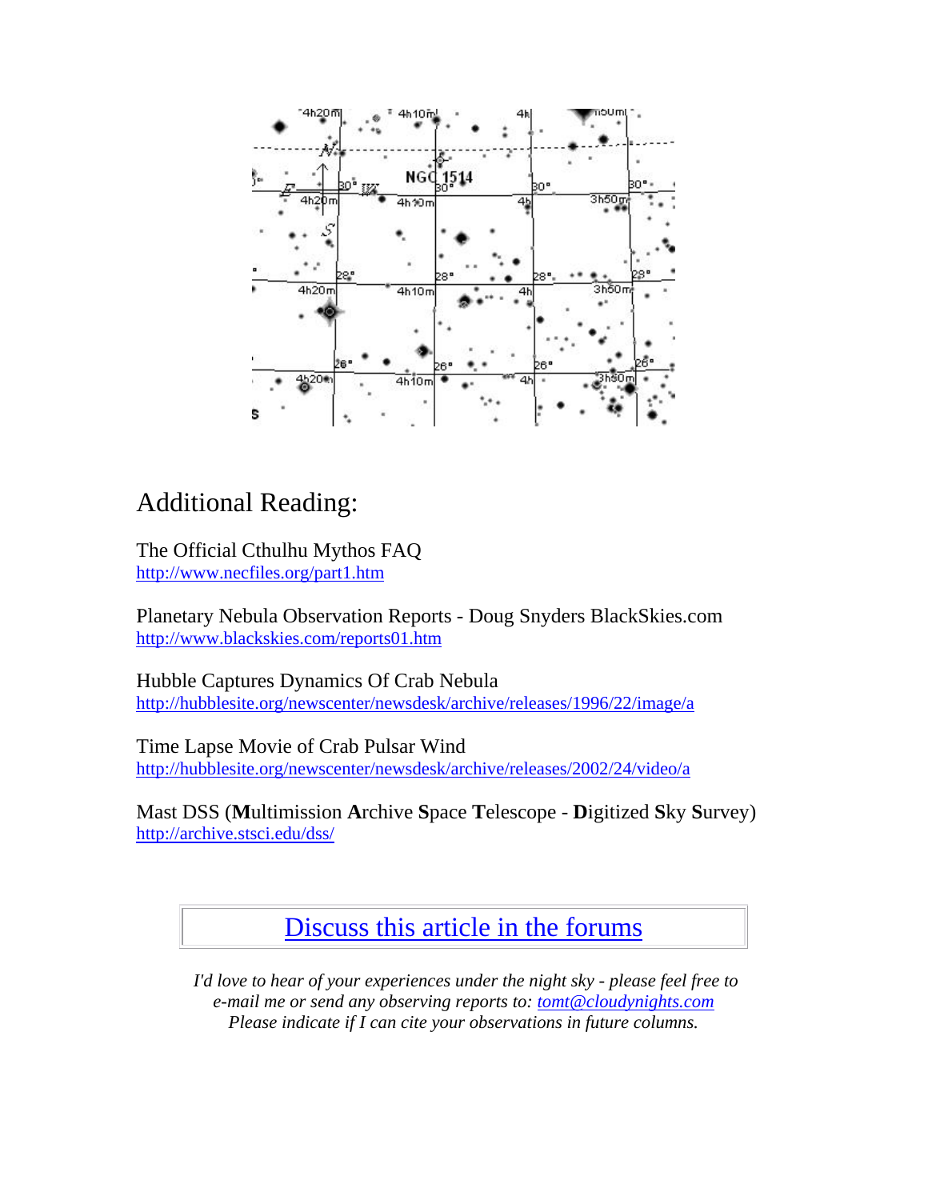## Additional Reading:

The Official Cthulhu Mythos FAQ
http://www.necfiles.org/part1.htm

Planetary Nebula Observation Reports - Doug Snyders BlackSkies.com
http://www.blackskies.com/reports01.htm

Hubble Captures Dynamics Of Crab Nebula
http://hubblesite.org/newscenter/newsdesk/archive/releases/1996/22/image/a

Time Lapse Movie of Crab Pulsar Wind
http://hubblesite.org/newscenter/newsdesk/archive/releases/2002/24/video/a

Mast DSS (**M**ultimission **A**rchive **S**pace **T**elescope - **D**igitized **S**ky **S**urvey)
http://archive.stsci.edu/dss/

Discuss this article in the forums

*I'd love to hear of your experiences under the night sky - please feel free to e-mail me or send any observing reports to: tomt@cloudynights.com*
*Please indicate if I can cite your observations in future columns.*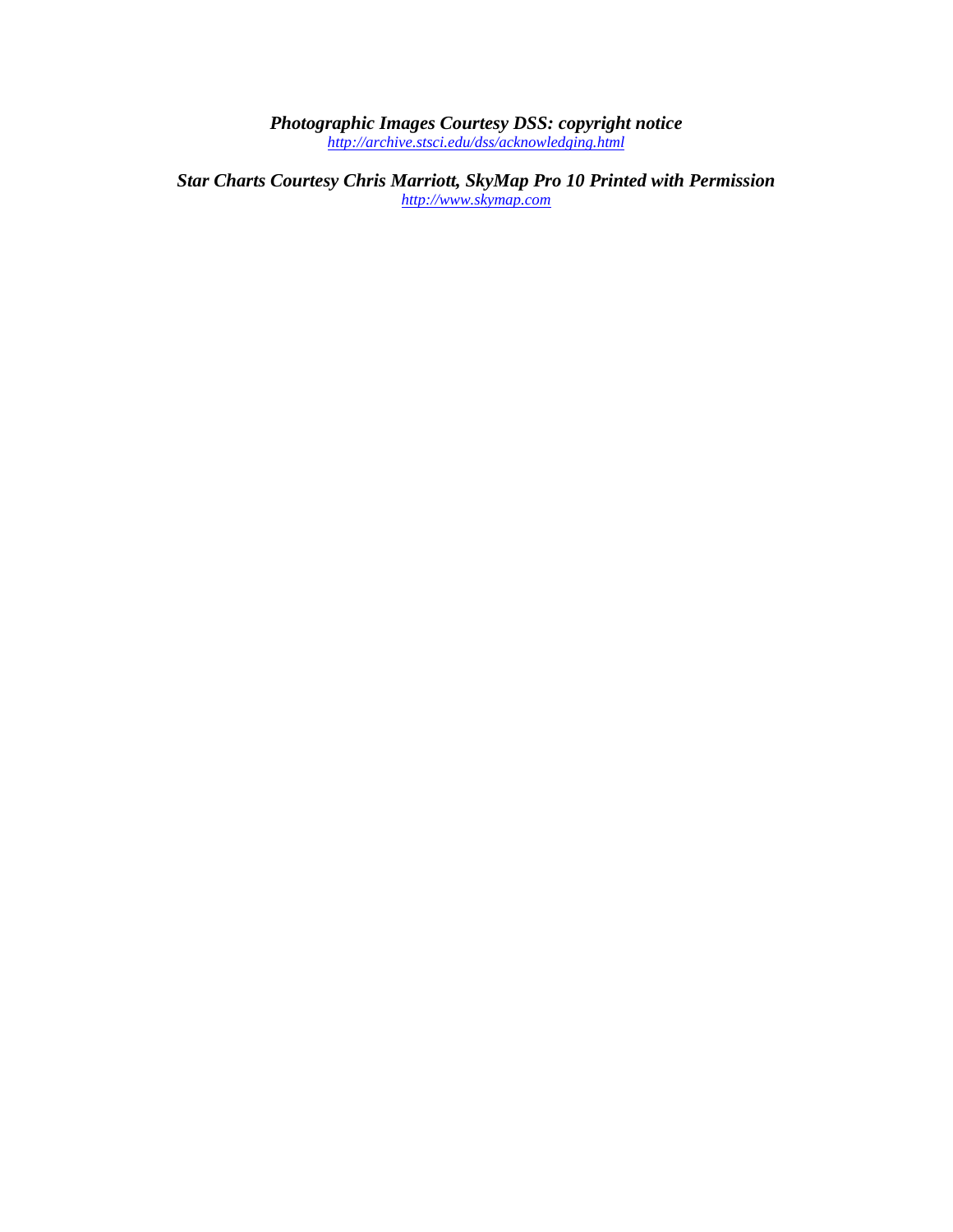***Photographic Images Courtesy DSS: copyright notice***
*http://archive.stsci.edu/dss/acknowledging.html*

***Star Charts Courtesy Chris Marriott, SkyMap Pro 10 Printed with Permission***
*http://www.skymap.com*